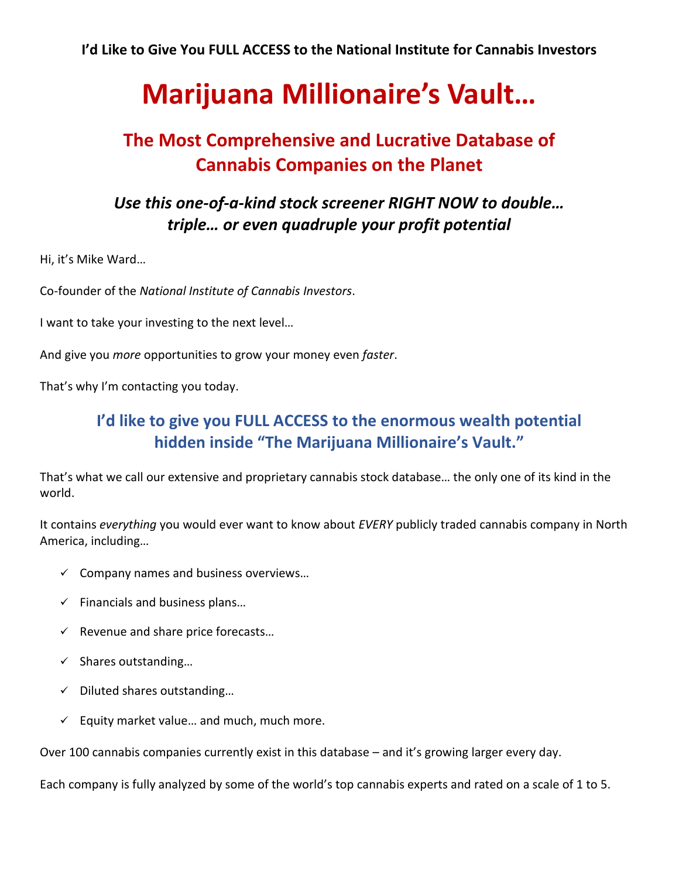**I'd Like to Give You FULL ACCESS to the National Institute for Cannabis Investors**

# Marijuana Millionaire's Vault…

## The Most Comprehensive and Lucrative Database of Cannabis Companies on the Planet

### *Use this one-of-a-kind stock screener RIGHT NOW to double… triple… or even quadruple your profit potential*

Hi, it's Mike Ward…

Co-founder of the *National Institute of Cannabis Investors*.

I want to take your investing to the next level…

And give you *more* opportunities to grow your money even *faster*.

That's why I'm contacting you today.

### I'd like to give you FULL ACCESS to the enormous wealth potential hidden inside "The Marijuana Millionaire's Vault."

That's what we call our extensive and proprietary cannabis stock database… the only one of its kind in the world.

It contains *everything* you would ever want to know about *EVERY* publicly traded cannabis company in North America, including…

- ✓ Company names and business overviews…
- ✓ Financials and business plans…
- ✓ Revenue and share price forecasts…
- ✓ Shares outstanding…
- ✓ Diluted shares outstanding…
- ✓ Equity market value… and much, much more.

Over 100 cannabis companies currently exist in this database – and it's growing larger every day.

Each company is fully analyzed by some of the world's top cannabis experts and rated on a scale of 1 to 5.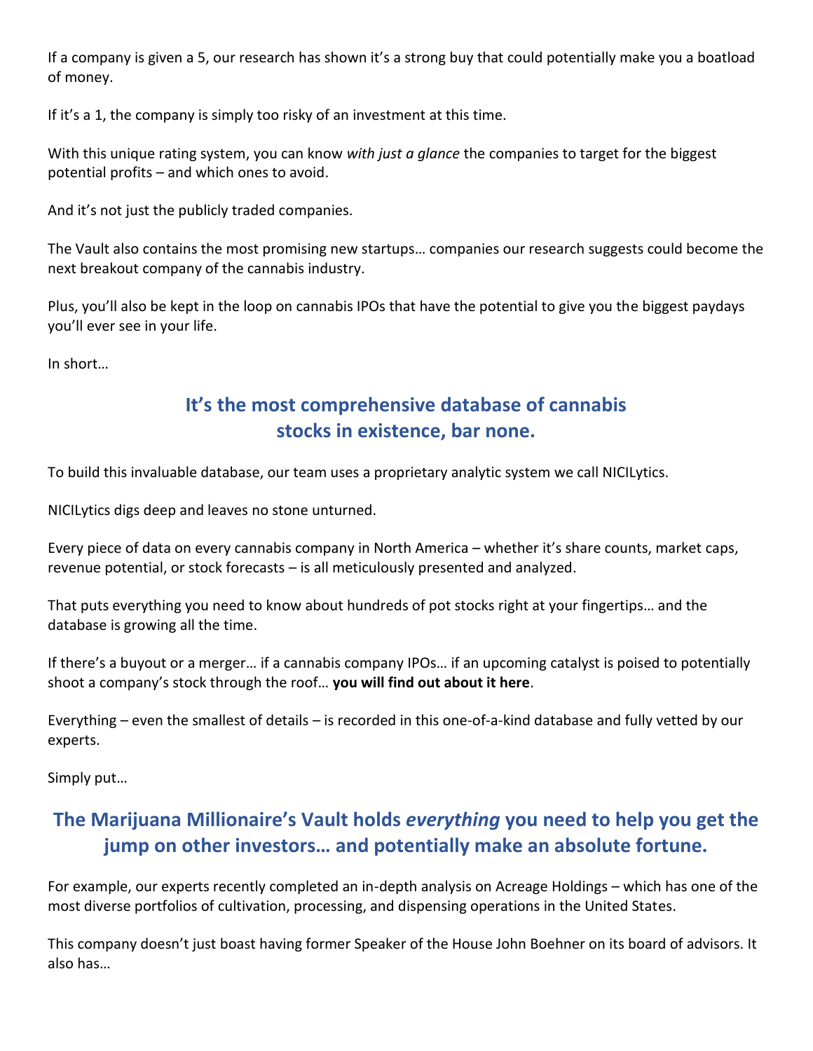If a company is given a 5, our research has shown it's a strong buy that could potentially make you a boatload of money.

If it's a 1, the company is simply too risky of an investment at this time.

With this unique rating system, you can know *with just a glance* the companies to target for the biggest potential profits – and which ones to avoid.

And it's not just the publicly traded companies.

The Vault also contains the most promising new startups… companies our research suggests could become the next breakout company of the cannabis industry.

Plus, you'll also be kept in the loop on cannabis IPOs that have the potential to give you the biggest paydays you'll ever see in your life.

In short…

## It's the most comprehensive database of cannabis stocks in existence, bar none.

To build this invaluable database, our team uses a proprietary analytic system we call NICILytics.

NICILytics digs deep and leaves no stone unturned.

Every piece of data on every cannabis company in North America – whether it's share counts, market caps, revenue potential, or stock forecasts – is all meticulously presented and analyzed.

That puts everything you need to know about hundreds of pot stocks right at your fingertips… and the database is growing all the time.

If there's a buyout or a merger… if a cannabis company IPOs… if an upcoming catalyst is poised to potentially shoot a company's stock through the roof… **you will find out about it here**.

Everything – even the smallest of details – is recorded in this one-of-a-kind database and fully vetted by our experts.

Simply put…

## The Marijuana Millionaire's Vault holds *everything* you need to help you get the jump on other investors… and potentially make an absolute fortune.

For example, our experts recently completed an in-depth analysis on Acreage Holdings – which has one of the most diverse portfolios of cultivation, processing, and dispensing operations in the United States.

This company doesn't just boast having former Speaker of the House John Boehner on its board of advisors. It also has…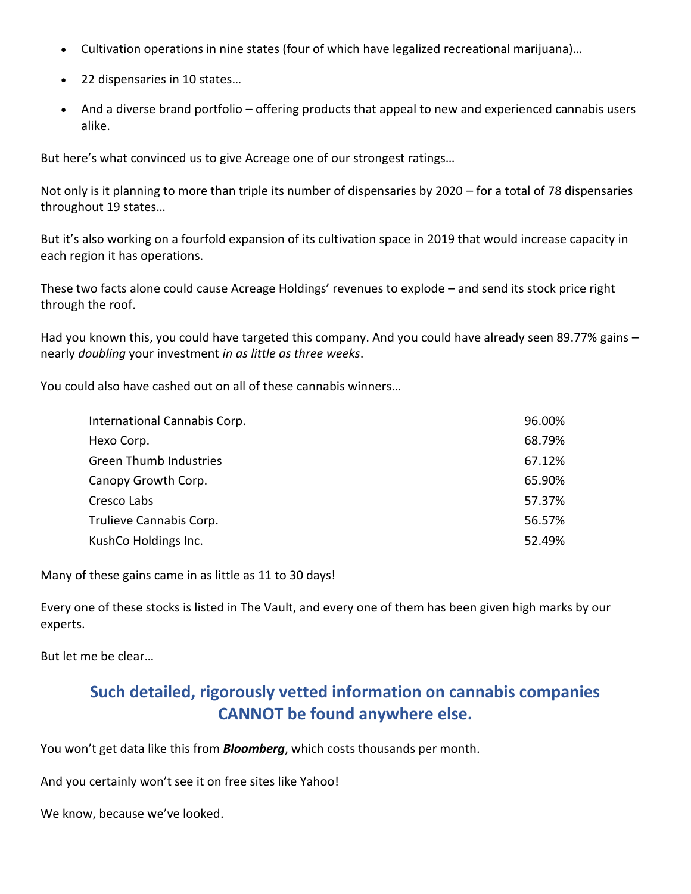- Cultivation operations in nine states (four of which have legalized recreational marijuana)…
- 22 dispensaries in 10 states…
- And a diverse brand portfolio – offering products that appeal to new and experienced cannabis users alike.

But here's what convinced us to give Acreage one of our strongest ratings…

Not only is it planning to more than triple its number of dispensaries by 2020 – for a total of 78 dispensaries throughout 19 states…

But it's also working on a fourfold expansion of its cultivation space in 2019 that would increase capacity in each region it has operations.

These two facts alone could cause Acreage Holdings' revenues to explode – and send its stock price right through the roof.

Had you known this, you could have targeted this company. And you could have already seen 89.77% gains – nearly *doubling* your investment *in as little as three weeks*.

You could also have cashed out on all of these cannabis winners…

| | |
|---|---|
| International Cannabis Corp. | 96.00% |
| Hexo Corp. | 68.79% |
| Green Thumb Industries | 67.12% |
| Canopy Growth Corp. | 65.90% |
| Cresco Labs | 57.37% |
| Trulieve Cannabis Corp. | 56.57% |
| KushCo Holdings Inc. | 52.49% |

Many of these gains came in as little as 11 to 30 days!

Every one of these stocks is listed in The Vault, and every one of them has been given high marks by our experts.

But let me be clear…

## Such detailed, rigorously vetted information on cannabis companies CANNOT be found anywhere else.

You won't get data like this from ***Bloomberg***, which costs thousands per month.

And you certainly won't see it on free sites like Yahoo!

We know, because we've looked.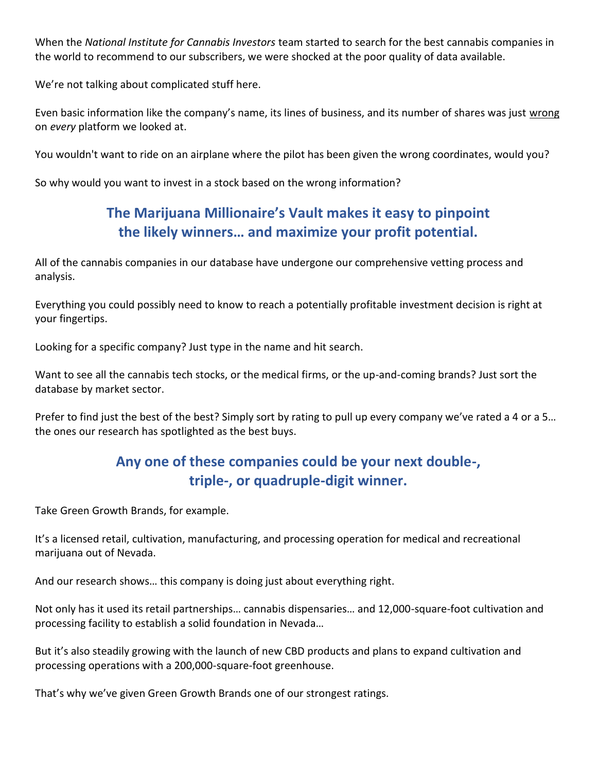When the *National Institute for Cannabis Investors* team started to search for the best cannabis companies in the world to recommend to our subscribers, we were shocked at the poor quality of data available.

We're not talking about complicated stuff here.

Even basic information like the company's name, its lines of business, and its number of shares was just <u>wrong</u> on *every* platform we looked at.

You wouldn't want to ride on an airplane where the pilot has been given the wrong coordinates, would you?

So why would you want to invest in a stock based on the wrong information?

## The Marijuana Millionaire's Vault makes it easy to pinpoint the likely winners… and maximize your profit potential.

All of the cannabis companies in our database have undergone our comprehensive vetting process and analysis.

Everything you could possibly need to know to reach a potentially profitable investment decision is right at your fingertips.

Looking for a specific company? Just type in the name and hit search.

Want to see all the cannabis tech stocks, or the medical firms, or the up-and-coming brands? Just sort the database by market sector.

Prefer to find just the best of the best? Simply sort by rating to pull up every company we've rated a 4 or a 5… the ones our research has spotlighted as the best buys.

## Any one of these companies could be your next double-, triple-, or quadruple-digit winner.

Take Green Growth Brands, for example.

It's a licensed retail, cultivation, manufacturing, and processing operation for medical and recreational marijuana out of Nevada.

And our research shows… this company is doing just about everything right.

Not only has it used its retail partnerships… cannabis dispensaries… and 12,000-square-foot cultivation and processing facility to establish a solid foundation in Nevada…

But it's also steadily growing with the launch of new CBD products and plans to expand cultivation and processing operations with a 200,000-square-foot greenhouse.

That's why we've given Green Growth Brands one of our strongest ratings.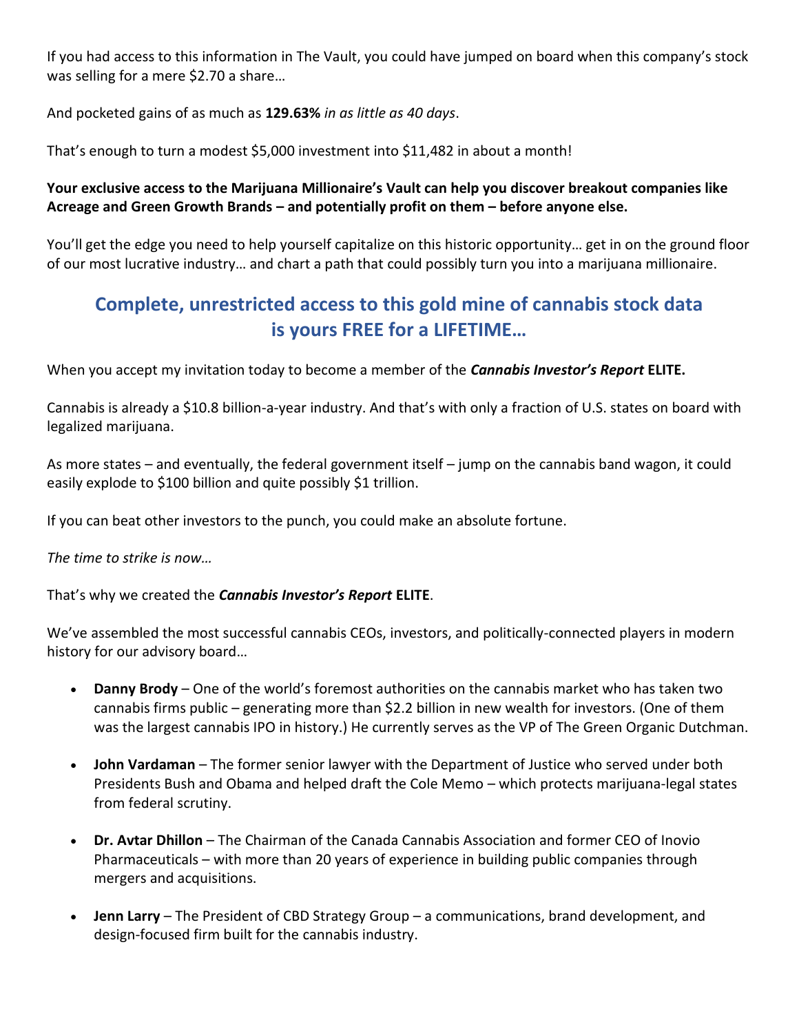If you had access to this information in The Vault, you could have jumped on board when this company's stock was selling for a mere $2.70 a share…

And pocketed gains of as much as **129.63%** *in as little as 40 days*.

That's enough to turn a modest $5,000 investment into $11,482 in about a month!

**Your exclusive access to the Marijuana Millionaire's Vault can help you discover breakout companies like Acreage and Green Growth Brands – and potentially profit on them – before anyone else.**

You'll get the edge you need to help yourself capitalize on this historic opportunity… get in on the ground floor of our most lucrative industry… and chart a path that could possibly turn you into a marijuana millionaire.

## Complete, unrestricted access to this gold mine of cannabis stock data is yours FREE for a LIFETIME…

When you accept my invitation today to become a member of the ***Cannabis Investor's Report*** **ELITE.**

Cannabis is already a $10.8 billion-a-year industry. And that's with only a fraction of U.S. states on board with legalized marijuana.

As more states – and eventually, the federal government itself – jump on the cannabis band wagon, it could easily explode to $100 billion and quite possibly $1 trillion.

If you can beat other investors to the punch, you could make an absolute fortune.

*The time to strike is now…*

That's why we created the ***Cannabis Investor's Report*** **ELITE**.

We've assembled the most successful cannabis CEOs, investors, and politically-connected players in modern history for our advisory board…

- **Danny Brody** – One of the world's foremost authorities on the cannabis market who has taken two cannabis firms public – generating more than $2.2 billion in new wealth for investors. (One of them was the largest cannabis IPO in history.) He currently serves as the VP of The Green Organic Dutchman.
- **John Vardaman** – The former senior lawyer with the Department of Justice who served under both Presidents Bush and Obama and helped draft the Cole Memo – which protects marijuana-legal states from federal scrutiny.
- **Dr. Avtar Dhillon** – The Chairman of the Canada Cannabis Association and former CEO of Inovio Pharmaceuticals – with more than 20 years of experience in building public companies through mergers and acquisitions.
- **Jenn Larry** – The President of CBD Strategy Group – a communications, brand development, and design-focused firm built for the cannabis industry.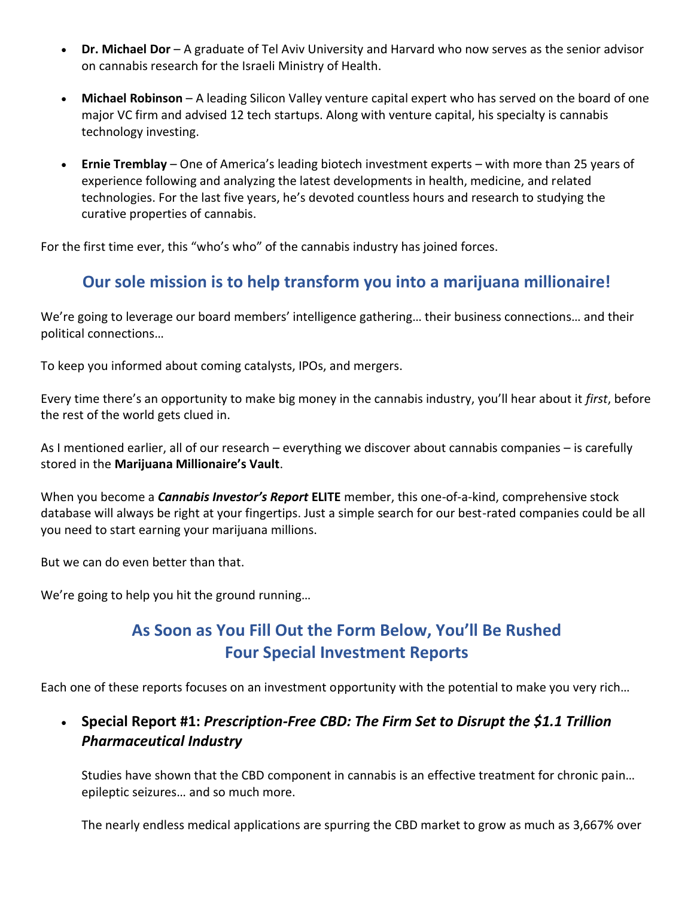- **Dr. Michael Dor** – A graduate of Tel Aviv University and Harvard who now serves as the senior advisor on cannabis research for the Israeli Ministry of Health.

- **Michael Robinson** – A leading Silicon Valley venture capital expert who has served on the board of one major VC firm and advised 12 tech startups. Along with venture capital, his specialty is cannabis technology investing.

- **Ernie Tremblay** – One of America's leading biotech investment experts – with more than 25 years of experience following and analyzing the latest developments in health, medicine, and related technologies. For the last five years, he's devoted countless hours and research to studying the curative properties of cannabis.

For the first time ever, this "who's who" of the cannabis industry has joined forces.

## Our sole mission is to help transform you into a marijuana millionaire!

We're going to leverage our board members' intelligence gathering… their business connections… and their political connections…

To keep you informed about coming catalysts, IPOs, and mergers.

Every time there's an opportunity to make big money in the cannabis industry, you'll hear about it *first*, before the rest of the world gets clued in.

As I mentioned earlier, all of our research – everything we discover about cannabis companies – is carefully stored in the **Marijuana Millionaire's Vault**.

When you become a ***Cannabis Investor's Report*** **ELITE** member, this one-of-a-kind, comprehensive stock database will always be right at your fingertips. Just a simple search for our best-rated companies could be all you need to start earning your marijuana millions.

But we can do even better than that.

We're going to help you hit the ground running…

## As Soon as You Fill Out the Form Below, You'll Be Rushed Four Special Investment Reports

Each one of these reports focuses on an investment opportunity with the potential to make you very rich…

- **Special Report #1:** ***Prescription-Free CBD: The Firm Set to Disrupt the $1.1 Trillion Pharmaceutical Industry***

  Studies have shown that the CBD component in cannabis is an effective treatment for chronic pain… epileptic seizures… and so much more.

  The nearly endless medical applications are spurring the CBD market to grow as much as 3,667% over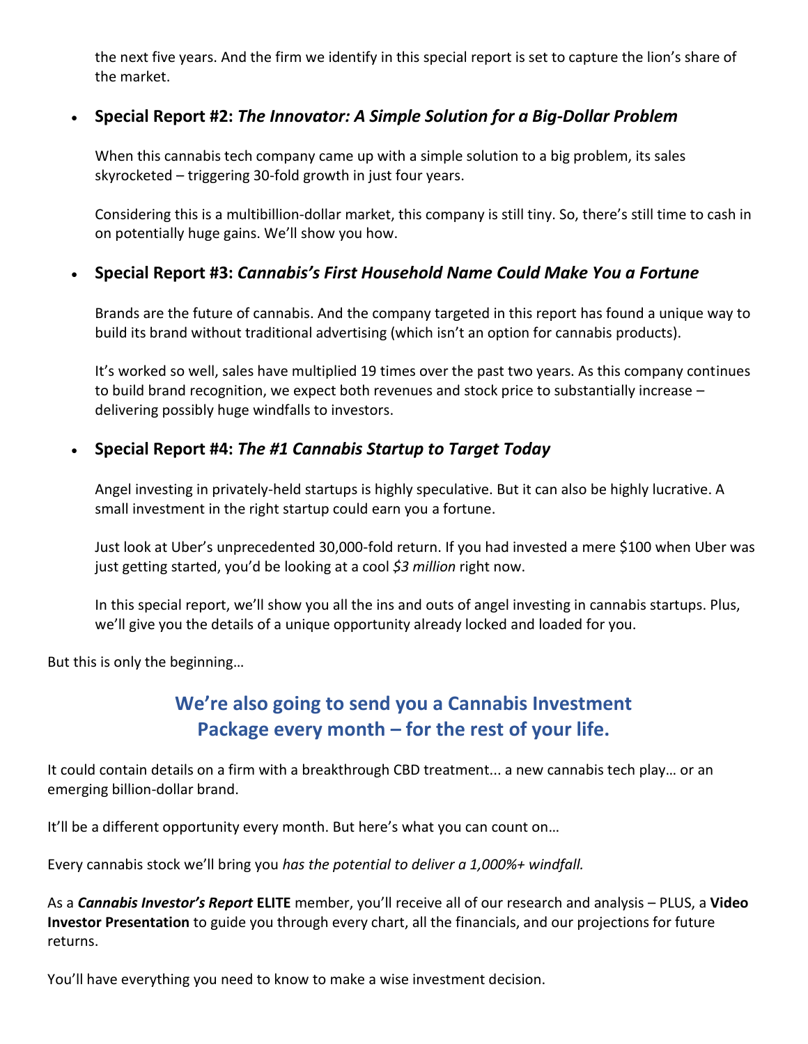the next five years. And the firm we identify in this special report is set to capture the lion's share of the market.

- **Special Report #2:** ***The Innovator: A Simple Solution for a Big-Dollar Problem***

  When this cannabis tech company came up with a simple solution to a big problem, its sales skyrocketed – triggering 30-fold growth in just four years.

  Considering this is a multibillion-dollar market, this company is still tiny. So, there's still time to cash in on potentially huge gains. We'll show you how.

- **Special Report #3:** ***Cannabis's First Household Name Could Make You a Fortune***

  Brands are the future of cannabis. And the company targeted in this report has found a unique way to build its brand without traditional advertising (which isn't an option for cannabis products).

  It's worked so well, sales have multiplied 19 times over the past two years. As this company continues to build brand recognition, we expect both revenues and stock price to substantially increase – delivering possibly huge windfalls to investors.

- **Special Report #4:** ***The #1 Cannabis Startup to Target Today***

  Angel investing in privately-held startups is highly speculative. But it can also be highly lucrative. A small investment in the right startup could earn you a fortune.

  Just look at Uber's unprecedented 30,000-fold return. If you had invested a mere $100 when Uber was just getting started, you'd be looking at a cool *$3 million* right now.

  In this special report, we'll show you all the ins and outs of angel investing in cannabis startups. Plus, we'll give you the details of a unique opportunity already locked and loaded for you.

But this is only the beginning…

## We're also going to send you a Cannabis Investment Package every month – for the rest of your life.

It could contain details on a firm with a breakthrough CBD treatment... a new cannabis tech play… or an emerging billion-dollar brand.

It'll be a different opportunity every month. But here's what you can count on…

Every cannabis stock we'll bring you *has the potential to deliver a 1,000%+ windfall.*

As a ***Cannabis Investor's Report*** **ELITE** member, you'll receive all of our research and analysis – PLUS, a **Video Investor Presentation** to guide you through every chart, all the financials, and our projections for future returns.

You'll have everything you need to know to make a wise investment decision.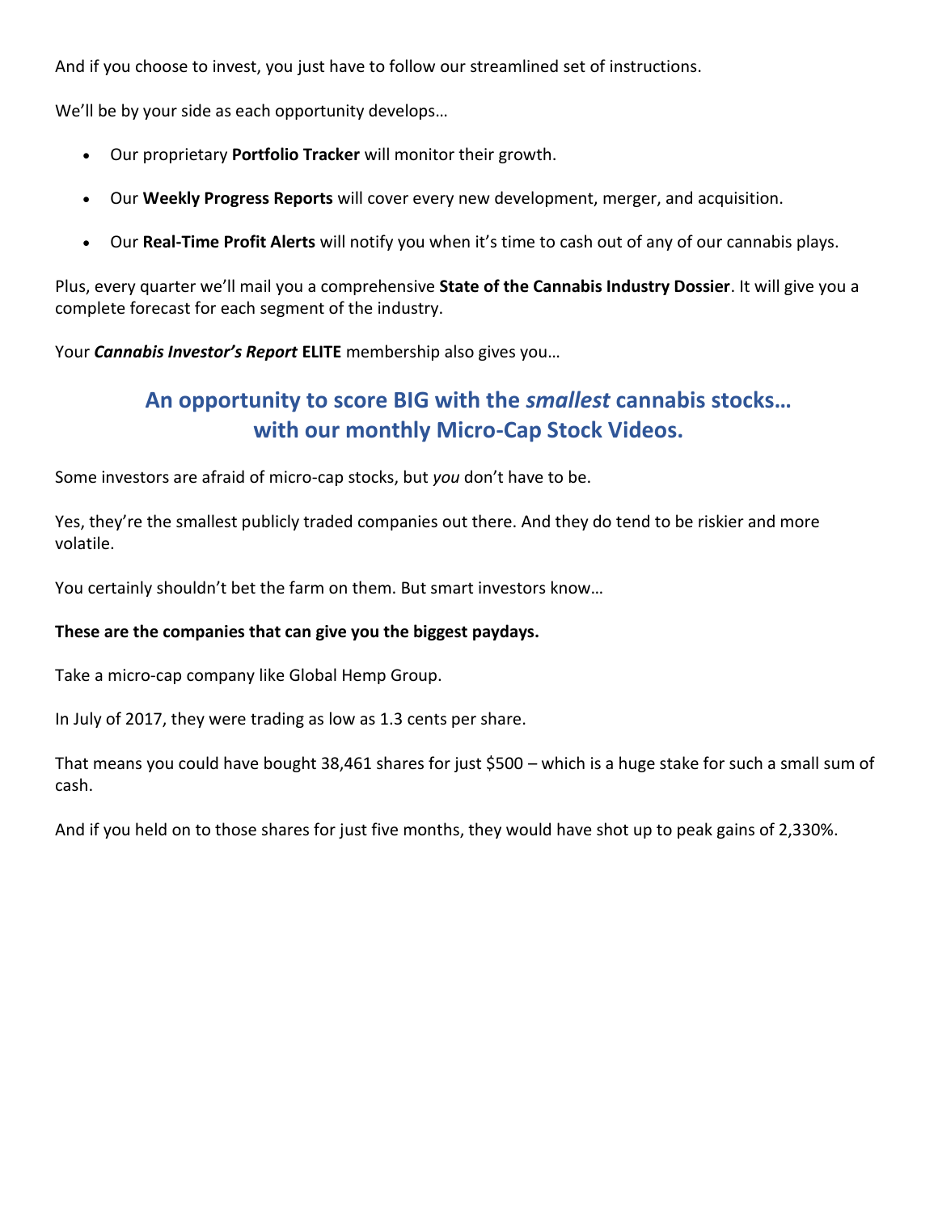And if you choose to invest, you just have to follow our streamlined set of instructions.

We'll be by your side as each opportunity develops…

- Our proprietary **Portfolio Tracker** will monitor their growth.
- Our **Weekly Progress Reports** will cover every new development, merger, and acquisition.
- Our **Real-Time Profit Alerts** will notify you when it's time to cash out of any of our cannabis plays.

Plus, every quarter we'll mail you a comprehensive **State of the Cannabis Industry Dossier**. It will give you a complete forecast for each segment of the industry.

Your ***Cannabis Investor's Report*** **ELITE** membership also gives you…

## An opportunity to score BIG with the *smallest* cannabis stocks… with our monthly Micro-Cap Stock Videos.

Some investors are afraid of micro-cap stocks, but *you* don't have to be.

Yes, they're the smallest publicly traded companies out there. And they do tend to be riskier and more volatile.

You certainly shouldn't bet the farm on them. But smart investors know…

**These are the companies that can give you the biggest paydays.**

Take a micro-cap company like Global Hemp Group.

In July of 2017, they were trading as low as 1.3 cents per share.

That means you could have bought 38,461 shares for just $500 – which is a huge stake for such a small sum of cash.

And if you held on to those shares for just five months, they would have shot up to peak gains of 2,330%.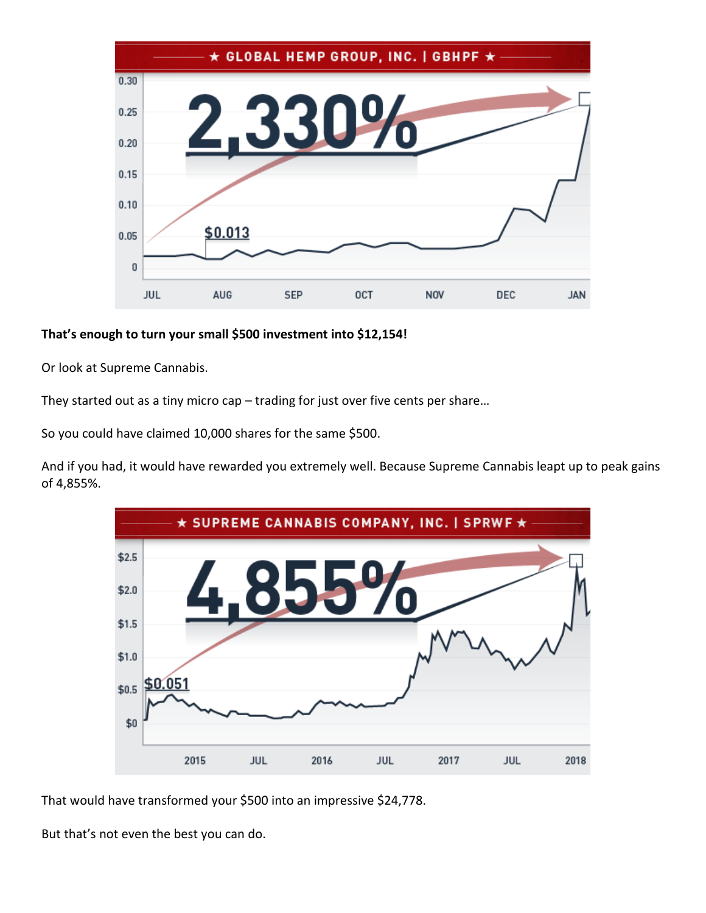★ GLOBAL HEMP GROUP, INC. | GBHPF ★

2,330%

$0.013

0.30
0.25
0.20
0.15
0.10
0.05
0

JUL AUG SEP OCT NOV DEC JAN

**That's enough to turn your small $500 investment into $12,154!**

Or look at Supreme Cannabis.

They started out as a tiny micro cap – trading for just over five cents per share…

So you could have claimed 10,000 shares for the same $500.

And if you had, it would have rewarded you extremely well. Because Supreme Cannabis leapt up to peak gains of 4,855%.

★ SUPREME CANNABIS COMPANY, INC. | SPRWF ★

4,855%

$0.051

$2.5
$2.0
$1.5
$1.0
$0.5
$0

2015 JUL 2016 JUL 2017 JUL 2018

That would have transformed your $500 into an impressive $24,778.

But that's not even the best you can do.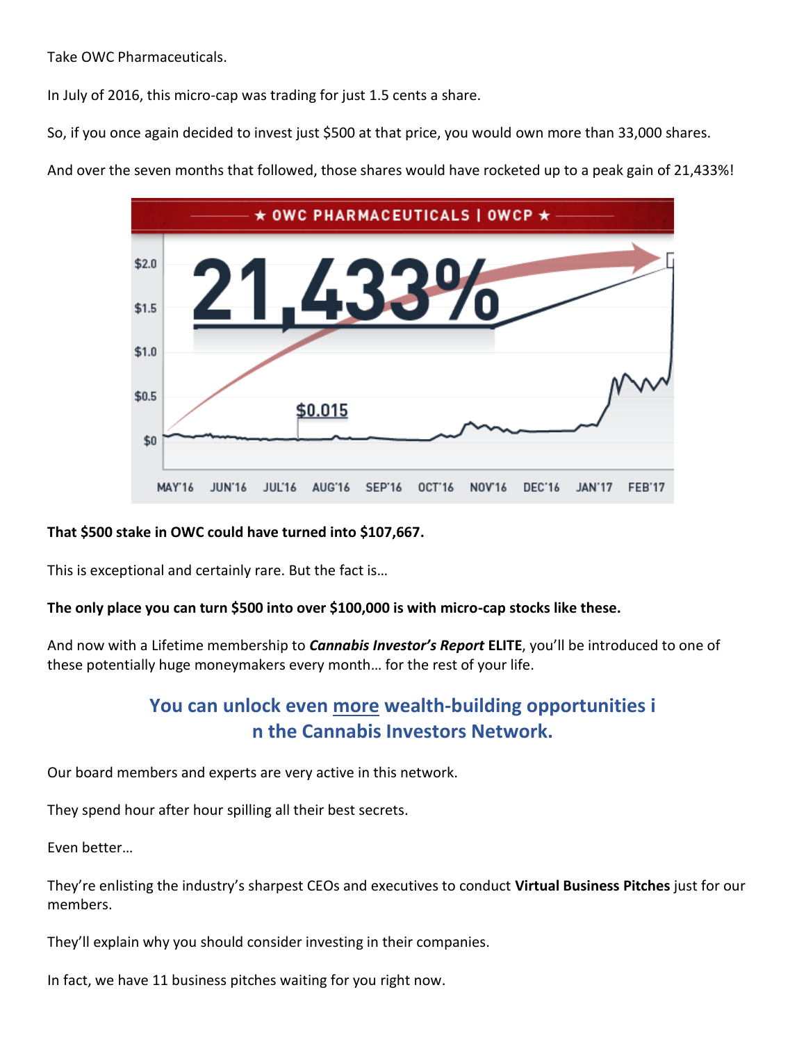Take OWC Pharmaceuticals.

In July of 2016, this micro-cap was trading for just 1.5 cents a share.

So, if you once again decided to invest just $500 at that price, you would own more than 33,000 shares.

And over the seven months that followed, those shares would have rocketed up to a peak gain of 21,433%!

★ OWC PHARMACEUTICALS | OWCP ★

21,433%

$2.0
$1.5
$1.0
$0.5
$0

$0.015

MAY'16 JUN'16 JUL'16 AUG'16 SEP'16 OCT'16 NOV'16 DEC'16 JAN'17 FEB'17

**That $500 stake in OWC could have turned into $107,667.**

This is exceptional and certainly rare. But the fact is…

**The only place you can turn $500 into over $100,000 is with micro-cap stocks like these.**

And now with a Lifetime membership to ***Cannabis Investor's Report* ELITE**, you'll be introduced to one of these potentially huge moneymakers every month… for the rest of your life.

## You can unlock even more wealth-building opportunities in the Cannabis Investors Network.

Our board members and experts are very active in this network.

They spend hour after hour spilling all their best secrets.

Even better…

They're enlisting the industry's sharpest CEOs and executives to conduct **Virtual Business Pitches** just for our members.

They'll explain why you should consider investing in their companies.

In fact, we have 11 business pitches waiting for you right now.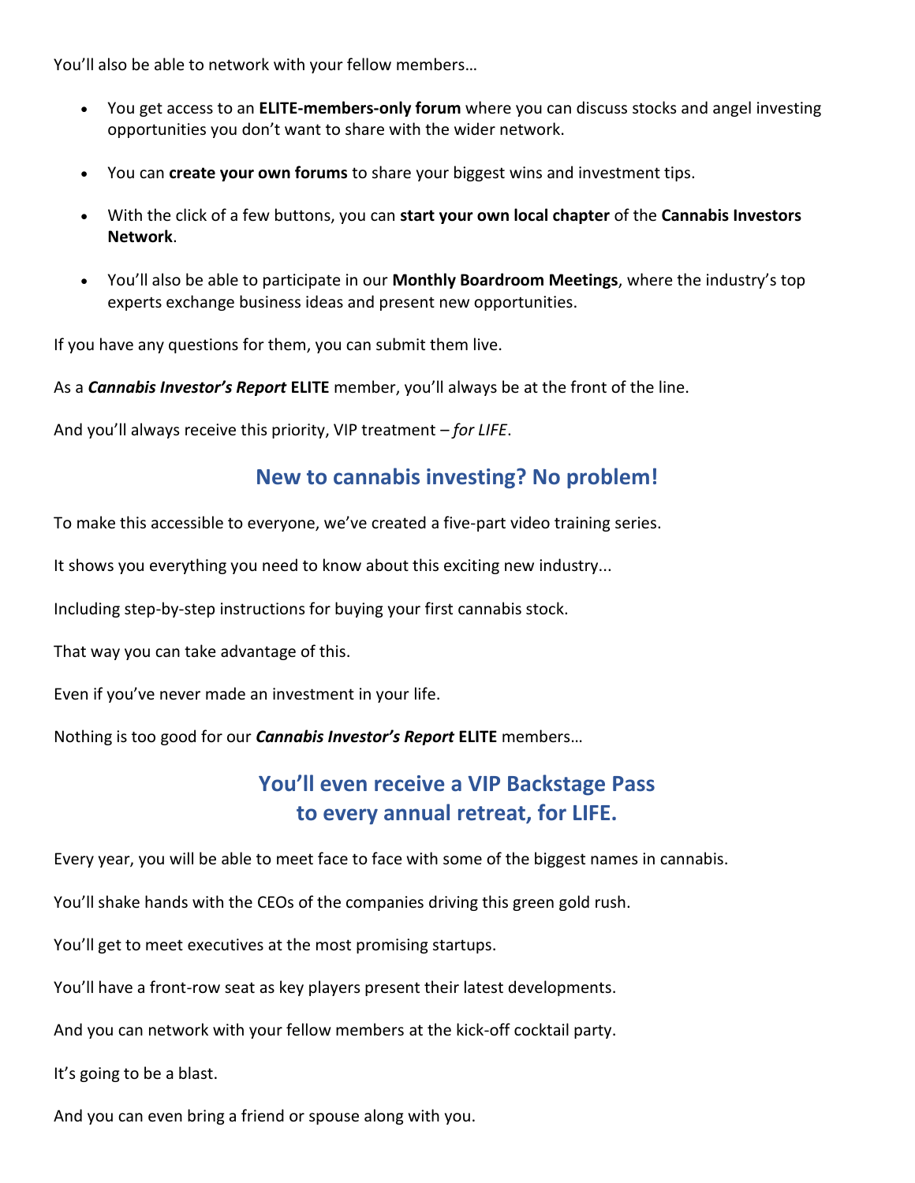You'll also be able to network with your fellow members…

- You get access to an **ELITE-members-only forum** where you can discuss stocks and angel investing opportunities you don't want to share with the wider network.
- You can **create your own forums** to share your biggest wins and investment tips.
- With the click of a few buttons, you can **start your own local chapter** of the **Cannabis Investors Network**.
- You'll also be able to participate in our **Monthly Boardroom Meetings**, where the industry's top experts exchange business ideas and present new opportunities.

If you have any questions for them, you can submit them live.

As a ***Cannabis Investor's Report*** **ELITE** member, you'll always be at the front of the line.

And you'll always receive this priority, VIP treatment – *for LIFE*.

## New to cannabis investing? No problem!

To make this accessible to everyone, we've created a five-part video training series.

It shows you everything you need to know about this exciting new industry...

Including step-by-step instructions for buying your first cannabis stock.

That way you can take advantage of this.

Even if you've never made an investment in your life.

Nothing is too good for our ***Cannabis Investor's Report*** **ELITE** members…

## You'll even receive a VIP Backstage Pass to every annual retreat, for LIFE.

Every year, you will be able to meet face to face with some of the biggest names in cannabis.

You'll shake hands with the CEOs of the companies driving this green gold rush.

You'll get to meet executives at the most promising startups.

You'll have a front-row seat as key players present their latest developments.

And you can network with your fellow members at the kick-off cocktail party.

It's going to be a blast.

And you can even bring a friend or spouse along with you.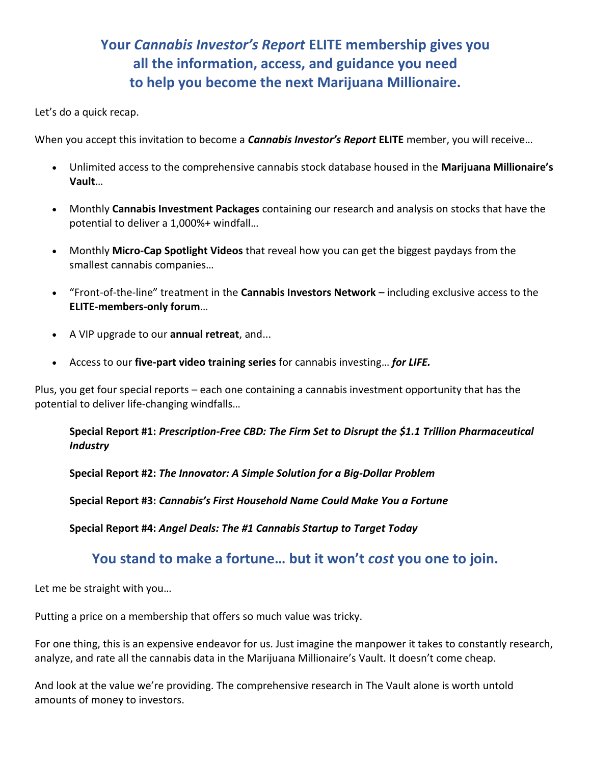## Your *Cannabis Investor's Report* ELITE membership gives you all the information, access, and guidance you need to help you become the next Marijuana Millionaire.

Let's do a quick recap.

When you accept this invitation to become a ***Cannabis Investor's Report*** **ELITE** member, you will receive…

- Unlimited access to the comprehensive cannabis stock database housed in the **Marijuana Millionaire's Vault**…
- Monthly **Cannabis Investment Packages** containing our research and analysis on stocks that have the potential to deliver a 1,000%+ windfall…
- Monthly **Micro-Cap Spotlight Videos** that reveal how you can get the biggest paydays from the smallest cannabis companies…
- "Front-of-the-line" treatment in the **Cannabis Investors Network** – including exclusive access to the **ELITE-members-only forum**…
- A VIP upgrade to our **annual retreat**, and...
- Access to our **five-part video training series** for cannabis investing… ***for LIFE.***

Plus, you get four special reports – each one containing a cannabis investment opportunity that has the potential to deliver life-changing windfalls…

> **Special Report #1:** ***Prescription-Free CBD: The Firm Set to Disrupt the $1.1 Trillion Pharmaceutical Industry***
>
> **Special Report #2:** ***The Innovator: A Simple Solution for a Big-Dollar Problem***
>
> **Special Report #3:** ***Cannabis's First Household Name Could Make You a Fortune***
>
> **Special Report #4:** ***Angel Deals: The #1 Cannabis Startup to Target Today***

## You stand to make a fortune… but it won't *cost* you one to join.

Let me be straight with you…

Putting a price on a membership that offers so much value was tricky.

For one thing, this is an expensive endeavor for us. Just imagine the manpower it takes to constantly research, analyze, and rate all the cannabis data in the Marijuana Millionaire's Vault. It doesn't come cheap.

And look at the value we're providing. The comprehensive research in The Vault alone is worth untold amounts of money to investors.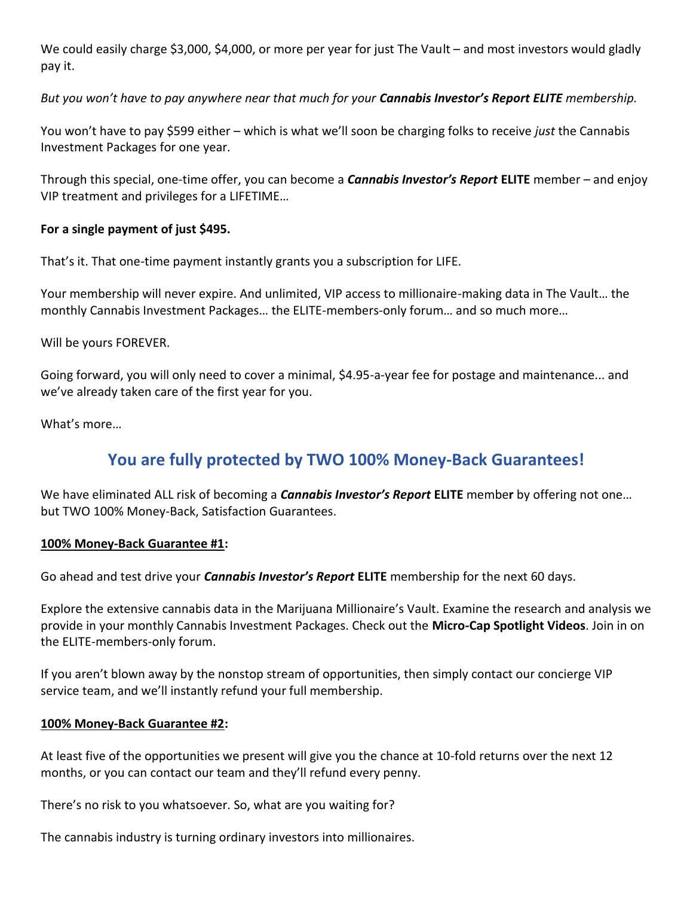We could easily charge $3,000, $4,000, or more per year for just The Vault – and most investors would gladly pay it.

*But you won't have to pay anywhere near that much for your **Cannabis Investor's Report ELITE** membership.*

You won't have to pay $599 either – which is what we'll soon be charging folks to receive *just* the Cannabis Investment Packages for one year.

Through this special, one-time offer, you can become a ***Cannabis Investor's Report*** **ELITE** member – and enjoy VIP treatment and privileges for a LIFETIME…

**For a single payment of just $495.**

That's it. That one-time payment instantly grants you a subscription for LIFE.

Your membership will never expire. And unlimited, VIP access to millionaire-making data in The Vault… the monthly Cannabis Investment Packages… the ELITE-members-only forum… and so much more…

Will be yours FOREVER.

Going forward, you will only need to cover a minimal, $4.95-a-year fee for postage and maintenance... and we've already taken care of the first year for you.

What's more…

## You are fully protected by TWO 100% Money-Back Guarantees!

We have eliminated ALL risk of becoming a ***Cannabis Investor's Report*** **ELITE** member by offering not one… but TWO 100% Money-Back, Satisfaction Guarantees.

**100% Money-Back Guarantee #1:**

Go ahead and test drive your ***Cannabis Investor's Report*** **ELITE** membership for the next 60 days.

Explore the extensive cannabis data in the Marijuana Millionaire's Vault. Examine the research and analysis we provide in your monthly Cannabis Investment Packages. Check out the **Micro-Cap Spotlight Videos**. Join in on the ELITE-members-only forum.

If you aren't blown away by the nonstop stream of opportunities, then simply contact our concierge VIP service team, and we'll instantly refund your full membership.

**100% Money-Back Guarantee #2:**

At least five of the opportunities we present will give you the chance at 10-fold returns over the next 12 months, or you can contact our team and they'll refund every penny.

There's no risk to you whatsoever. So, what are you waiting for?

The cannabis industry is turning ordinary investors into millionaires.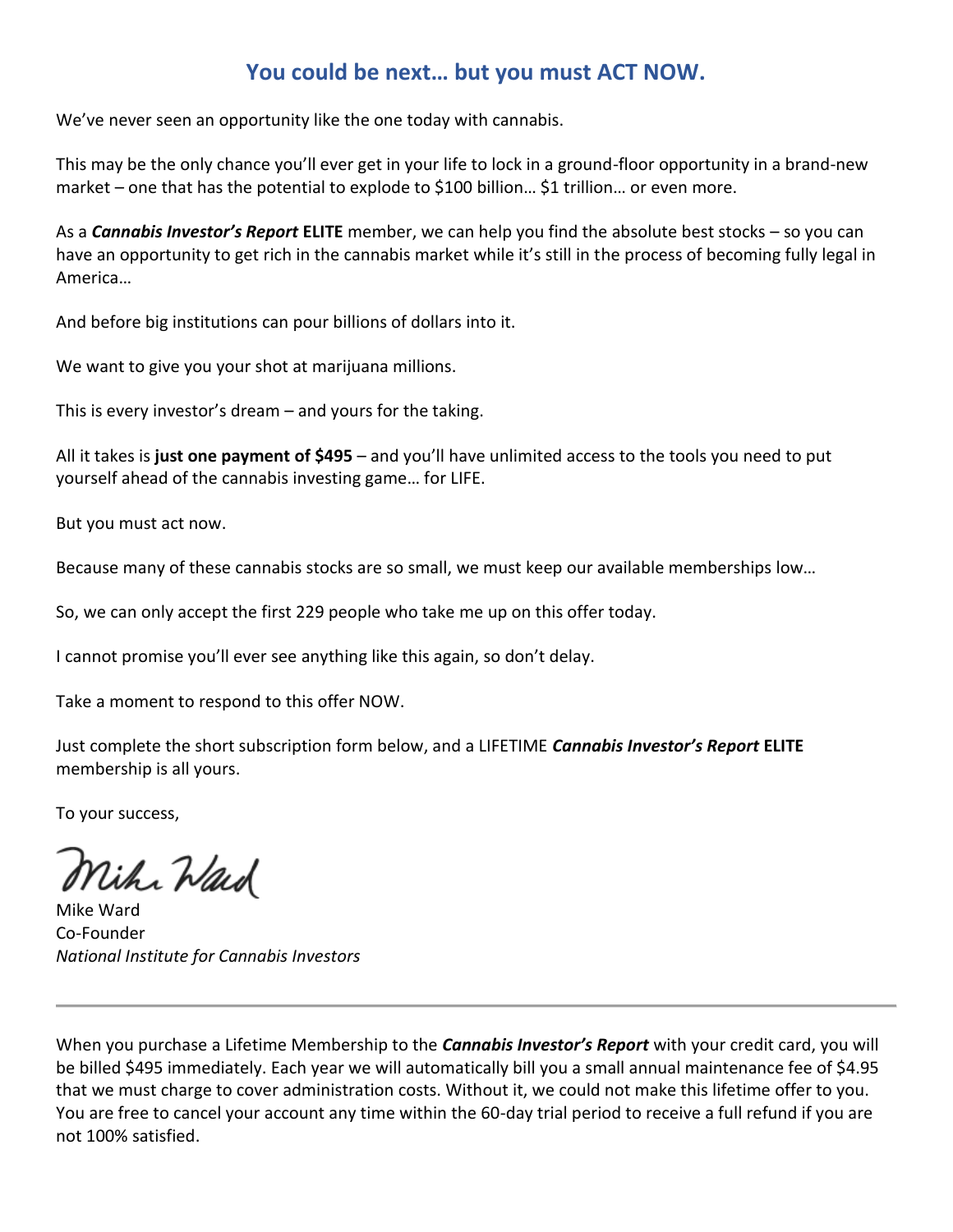## You could be next… but you must ACT NOW.

We've never seen an opportunity like the one today with cannabis.

This may be the only chance you'll ever get in your life to lock in a ground-floor opportunity in a brand-new market – one that has the potential to explode to $100 billion… $1 trillion… or even more.

As a ***Cannabis Investor's Report*** **ELITE** member, we can help you find the absolute best stocks – so you can have an opportunity to get rich in the cannabis market while it's still in the process of becoming fully legal in America…

And before big institutions can pour billions of dollars into it.

We want to give you your shot at marijuana millions.

This is every investor's dream – and yours for the taking.

All it takes is **just one payment of $495** – and you'll have unlimited access to the tools you need to put yourself ahead of the cannabis investing game… for LIFE.

But you must act now.

Because many of these cannabis stocks are so small, we must keep our available memberships low…

So, we can only accept the first 229 people who take me up on this offer today.

I cannot promise you'll ever see anything like this again, so don't delay.

Take a moment to respond to this offer NOW.

Just complete the short subscription form below, and a LIFETIME ***Cannabis Investor's Report*** **ELITE** membership is all yours.

To your success,

Mike Ward
Co-Founder
*National Institute for Cannabis Investors*

---

When you purchase a Lifetime Membership to the ***Cannabis Investor's Report*** with your credit card, you will be billed $495 immediately. Each year we will automatically bill you a small annual maintenance fee of $4.95 that we must charge to cover administration costs. Without it, we could not make this lifetime offer to you. You are free to cancel your account any time within the 60-day trial period to receive a full refund if you are not 100% satisfied.